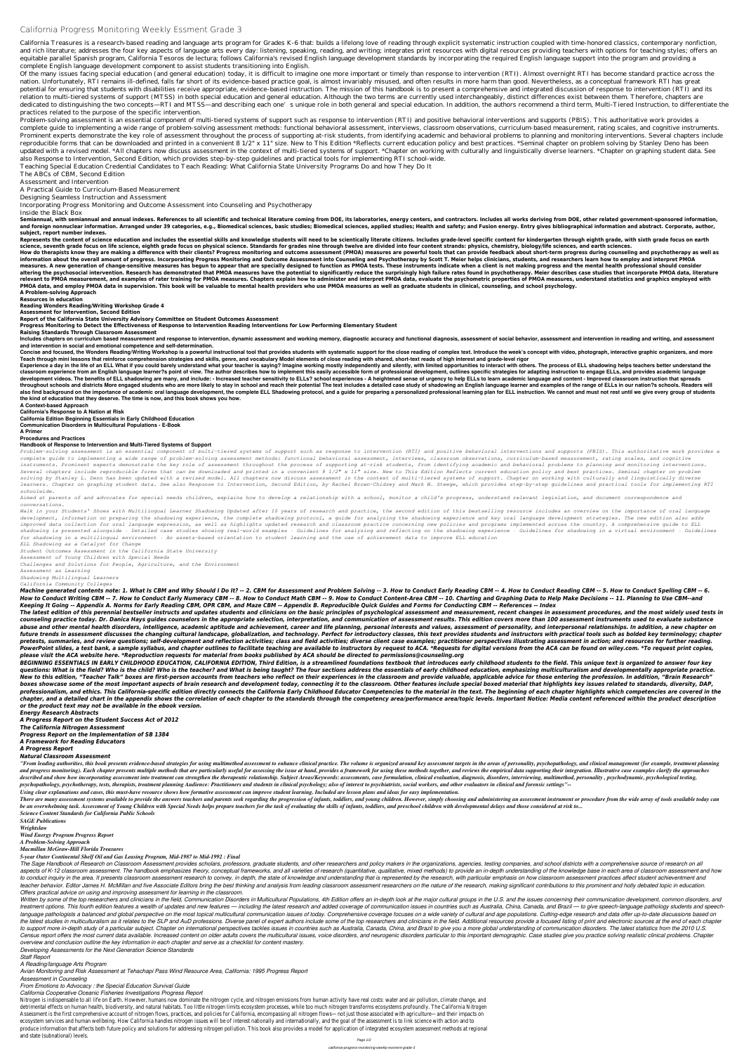# California Progress Monitoring Weekly Essment Grade 3

California Treasures is a research-based reading and language arts program for Grades K-6 that: builds a lifelong love of reading through explicit systematic instruction coupled with time-honored classics, contemporary nonfiction, and rich literature; addresses the four key aspects of language arts every day: listening, speaking, reading, and writing; integrates print resources with digital resources providing teachers with options for teaching styles; offers an equitable parallel Spanish program, California Tesoros de lectura; follows California's revised English language development standards by incorporating the required English language support into the program and providing a complete English language development component to assist students transitioning into English.

Of the many issues facing special education (and general education) today, it is difficult to imagine one more important or timely than response to intervention (RTI). Almost overnight RTI has become standard practice across the nation. Unfortunately, RTI remains ill-defined, falls far short of its evidence-based practice goal, is almost invariably misused, and often results in more harm than good. Nevertheless, as a conceptual framework RTI has great potential for ensuring that students with disabilities receive appropriate, evidence-based instruction. The mission of this handbook is to present a comprehensive and integrated discussion of response to intervention (RTI) and its relation to multi-tiered systems of support (MTSS) in both special education and general education. Although the two terms are currently used interchangeably, distinct differences exist between them. Therefore, chapters are dedicated to distinguishing the two concepts—RTI and MTSS—and describing each one's unique role in both general and special education. In addition, the authors recommend a third term, Multi-Tiered Instruction, to differentiate the practices related to the purpose of the specific intervention.

Problem-solving assessment is an essential component of multi-tiered systems of support such as response to intervention (RTI) and positive behavioral interventions and supports (PBIS). This authoritative work provides a complete guide to implementing a wide range of problem-solving assessment methods: functional behavioral assessment, interviews, classroom observations, curriculum-based measurement, rating scales, and cognitive instruments. Prominent experts demonstrate the key role of assessment throughout the process of supporting at-risk students, from identifying academic and behavioral problems to planning and monitoring interventions. Several chapters include reproducible forms that can be downloaded and printed in a convenient 8 1/2" x 11" size. New to This Edition \*Reflects current education policy and best practices. \*Seminal chapter on problem solving by Stanley Deno has been updated with a revised model. \*All chapters now discuss assessment in the context of multi-tiered systems of support. \*Chapter on working with culturally and linguistically diverse learners. \*Chapter on graphing student data. See also Response to Intervention, Second Edition, which provides step-by-step guidelines and practical tools for implementing RTI school-wide.

Teaching Special Education Credential Candidates to Teach Reading: What California State University Programs Do and how They Do It

The ABCs of CBM, Second Edition

Assessment and Intervention

A Practical Guide to Curriculum-Based Measurement

Designing Seamless Instruction and Assessment

Incorporating Progress Monitoring and Outcome Assessment into Counseling and Psychotherapy

Inside the Black Box

**Semiannual, with semiannual and annual indexes. References to all scientific and technical literature coming from DOE, its laboratories, energy centers, and contractors. Includes all works deriving from DOE, other related government-sponsored information, and foreign nonnuclear information. Arranged under 39 categories, e.g., Biomedical sciences, basic studies; Biomedical sciences, applied studies; Health and safety; and Fusion energy. Entry gives bibliographical information and abstract. Corporate, author, subject, report number indexes.**

**Represents the content of science education and includes the essential skills and knowledge students will need to be scientically literate citizens. Includes grade-level specific content for kindergarten through eighth grade, with sixth grade focus on earth science, seventh grade focus on life science, eighth grade focus on physical science. Standards for grades nine through twelve are divided into four content strands: physics, chemistry, biology/life sciences, and earth sciences.**

**How do therapists know they are making a difference with their clients? Progress monitoring and outcome assessment (PMOA) measures are powerful tools that can provide feedback about short-term progress during counseling and psychotherapy as well as information about the overall amount of progress. Incorporating Progress Monitoring and Outcome Assessment into Counseling and Psychotherapy by Scott T. Meier helps clinicians, students, and researchers learn how to employ and interpret PMOA measures. A new generation of change-sensitive measures has begun to appear that are specially designed to function as PMOA tests. These instruments indicate when a client is not making progress and the mental health professional should consider altering the psychosocial intervention. Research has demonstrated that PMOA measures have the potential to significantly reduce the surprisingly high failure rates found in psychotherapy. Meier describes case studies that incorporate PMOA data, literature relevant to PMOA measurement, and examples of rater training for PMOA measures. Chapters explain how to administer and interpret PMOA data, evaluate the psychometric properties of PMOA measures, understand statistics and graphics employed with PMOA data, and employ PMOA data in supervision. This book will be valuable to mental health providers who use PMOA measures as well as graduate students in clinical, counseling, and school psychology.**

**A Problem-solving Approach**

**Resources in education**

**Reading Wonders Reading/Writing Workshop Grade 4**

**Assessment for Intervention, Second Edition**

**Report of the California State University Advisory Committee on Student Outcomes Assessment**

**Progress Monitoring to Detect the Effectiveness of Response to Intervention Reading Interventions for Low Performing Elementary Student**

**Raising Standards Through Classroom Assessment**

**Includes chapters on curriculum based measurement and response to intervention, dynamic assessment and working memory, diagnostic accuracy and functional diagnosis, assessment of social behavior, assessment and intervention in reading and writing, and assessment and intervention in social and emotional competence and self-determination.**

**Concise and focused, the Wonders Reading/Writing Workshop is a powerful instructional tool that provides students with systematic support for the close reading of complex text. Introduce the week's concept with video, photograph, interactive graphic organizers, and more Teach through mini lessons that reinforce comprehension strategies and skills, genre, and vocabulary Model elements of close reading with shared, short-text reads of high interest and grade-level rigor**

**Experience a day in the life of an ELL What if you could barely understand what your teacher is saying? Imagine working mostly independently and silently, with limited opportunities to interact with others. The process of ELL shadowing helps teachers better understand the classroom experience from an English language learner?s point of view. The author describes how to implement this easily accessible form of professional development, outlines specific strategies for adapting instruction to engage ELLs, and provides academic language development videos. The benefits of ELL shadowing are many, and include: - Increased teacher sensitivity to ELLs? school experiences - A heightened sense of urgency to help ELLs to learn academic language and content - Improved classroom instruction that spreads throughout schools and districts More engaged students who are more likely to stay in school and reach their potential The text includes a detailed case study of shadowing an English language learner and examples of the range of ELLs in our nation?s schools. Readers will also find background on the importance of academic oral language development, the complete ELL Shadowing protocol, and a guide for preparing a personalized professional learning plan for ELL instruction. We cannot and must not rest until we give every group of students the kind of education that they deserve. The time is now, and this book shows you how.**

**A Context-based Approach**

**California's Response to A Nation at Risk**

**California Edition Beginning Essentials in Early Childhood Education**

**Communication Disorders in Multicultural Populations - E-Book**

**A Primer**

**Procedures and Practices**

**Handbook of Response to Intervention and Multi-Tiered Systems of Support**

*Problem-solving assessment is an essential component of multi-tiered systems of support such as response to intervention (RTI) and positive behavioral interventions and supports (PBIS). This authoritative work provides a complete guide to implementing a wide range of problem-solving assessment methods: functional behavioral assessment, interviews, classroom observations, curriculum-based measurement, rating scales, and cognitive instruments. Prominent experts demonstrate the key role of assessment throughout the process of supporting at-risk students, from identifying academic and behavioral problems to planning and monitoring interventions. Several chapters include reproducible forms that can be downloaded and printed in a convenient 8 1/2" x 11" size. New to This Edition Reflects current education policy and best practices. Seminal chapter on problem solving by Stanley L. Deno has been updated with a revised model. All chapters now discuss assessment in the context of multi-tiered systems of support. Chapter on working with culturally and linguistically diverse learners. Chapter on graphing student data. See also Response to Intervention, Second Edition, by Rachel Brown-Chidsey and Mark W. Steege, which provides step-by-step guidelines and practical tools for implementing RTI schoolwide.*

*Aimed at parents of and advocates for special needs children, explains how to develop a relationship with a school, monitor a child's progress, understand relevant legislation, and document correspondence and conversations.*

*Walk in your Students' Shoes with Multilingual Learner Shadowing Updated after 10 years of research and practice, the second edition of this bestselling resource includes an overview on the importance of oral language development, information on preparing the shadowing experience, the complete shadowing protocol, a guide for analyzing the shadowing experience and key oral language development strategies. The new edition also adds improved data collection for oral language expression, as well as highlights updated research and classroom practice concerning new policies and programs implemented across the country. A comprehensive guide to ELL shadowing is presented alongside · Detailed case studies showing real-world examples · Guidelines for analyzing and reflecting on the shadowing experience · Guidelines for shadowing in a virtual environment · Guidelines for shadowing in a multilingual environment · An assets-based orientation to student learning and the use of achievement data to improve ELL education*

*ELL Shadowing as a Catalyst for Change*

*Student Outcomes Assessment in the California State University*

*Assessment of Young Children with Special Needs*

*Challenges and Solutions for People, Agriculture, and the Environment*

*Assessment as Learning*

*Shadowing Multilingual Learners*

*California Community Colleges*

***Machine generated contents note: 1. What Is CBM and Why Should I Do It? -- 2. CBM for Assessment and Problem Solving -- 3. How to Conduct Early Reading CBM -- 4. How to Conduct Reading CBM -- 5. How to Conduct Spelling CBM -- 6. How to Conduct Writing CBM -- 7. How to Conduct Early Numeracy CBM -- 8. How to Conduct Math CBM -- 9. How to Conduct Content-Area CBM -- 10. Charting and Graphing Data to Help Make Decisions -- 11. Planning to Use CBM--and Keeping It Going -- Appendix A. Norms for Early Reading CBM, OPR CBM, and Maze CBM -- Appendix B. Reproducible Quick Guides and Forms for Conducting CBM -- References -- Index***

***The latest edition of this perennial bestseller instructs and updates students and clinicians on the basic principles of psychological assessment and measurement, recent changes in assessment procedures, and the most widely used tests in counseling practice today. Dr. Danica Hays guides counselors in the appropriate selection, interpretation, and communication of assessment results. This edition covers more than 100 assessment instruments used to evaluate substance abuse and other mental health disorders, intelligence, academic aptitude and achievement, career and life planning, personal interests and values, assessment of personality, and interpersonal relationships. In addition, a new chapter on future trends in assessment discusses the changing cultural landscape, globalization, and technology. Perfect for introductory classes, this text provides students and instructors with practical tools such as bolded key terminology; chapter pretests, summaries, and review questions; self-development and reflection activities; class and field activities; diverse client case examples; practitioner perspectives illustrating assessment in action; and resources for further reading. PowerPoint slides, a test bank, a sample syllabus, and chapter outlines to facilitate teaching are available to instructors by request to ACA. \*Requests for digital versions from the ACA can be found on wiley.com. \*To request print copies, please visit the ACA website here. \*Reproduction requests for material from books published by ACA should be directed to permissions@counseling.org***

***BEGINNING ESSENTIALS IN EARLY CHILDHOOD EDUCATION, CALIFORNIA EDITION, Third Edition, is a streamlined foundations textbook that introduces early childhood students to the field. This unique text is organized to answer four key questions: What is the field? Who is the child? Who is the teacher? and What is being taught? The four sections address the essentials of early childhood education, emphasizing multiculturalism and developmentally appropriate practice. New to this edition, "Teacher Talk" boxes are first-person accounts from teachers who reflect on their experiences in the classroom and provide valuable, applicable advice for those entering the profession. In addition, "Brain Research" boxes showcase some of the most important aspects of brain research and development today, connecting it to the classroom. Other features include special boxed material that highlights key issues related to standards, diversity, DAP, professionalism, and ethics. This California-specific edition directly connects the California Early Childhood Educator Competencies to the material in the text. The beginning of each chapter highlights which competencies are covered in the chapter, and a detailed chart in the appendix shows the correlation of each chapter to the standards through the competency area/performance area/topic levels. Important Notice: Media content referenced within the product description or the product text may not be available in the ebook version.***

***Energy Research Abstracts***

***A Progress Report on the Student Success Act of 2012***

***The California Nitrogen Assessment***

***Progress Report on the Implementation of SB 1384***

***A Framework for Reading Educators***

***A Progress Report***

***Natural Classroom Assessment***

*"From leading authorities, this book presents evidence-based strategies for using multimethod assessment to enhance clinical practice. The volume is organized around key assessment targets in the areas of personality, psychopathology, and clinical management (for example, treatment planning and progress monitoring). Each chapter presents multiple methods that are particularly useful for assessing the issue at hand, provides a framework for using these methods together, and reviews the empirical data supporting their integration. Illustrative case examples clarify the approaches described and show how incorporating assessment into treatment can strengthen the therapeutic relationship. Subject Areas/Keywords: assessments, case formulation, clinical evaluation, diagnosis, disorders, interviewing, multimethod, personality , psychodynamic, psychological testing, psychopathology, psychotherapy, tests, therapists, treatment planning Audience: Practitioners and students in clinical psychology; also of interest to psychiatrists, social workers, and other evaluators in clinical and forensic settings"--*

*Using clear explanations and cases, this must-have resource shows how formative assessment can improve student learning. Included are lesson plans and ideas for easy implementation.*

*There are many assessment systems available to provide the answers teachers and parents seek regarding the progression of infants, toddlers, and young children. However, simply choosing and administering an assessment instrument or procedure from the wide array of tools available today can be an overwhelming task. Assessment of Young Children with Special Needs prepares teachers for the task of evaluating the skills of infants, toddlers, and preschool children with developmental delays and those considered at risk to...*

*Science Content Standards for California Public Schools*

*SAGE Publications*

*Wrightslaw*

*Wind Energy Program Progress Report*

*A Problem-Solving Approach*

*Macmillan McGraw-Hill Florida Treasures*

*5-year Outer Continental Shelf Oil and Gas Leasing Program, Mid-1987 to Mid-1992 : Final*

*The Sage Handbook of Research on Classroom Assessment provides scholars, professors, graduate students, and other researchers and policy makers in the organizations, agencies, testing companies, and school districts with a comprehensive source of research on all aspects of K-12 classroom assessment. The handbook emphasizes theory, conceptual frameworks, and all varieties of research (quantitative, qualitative, mixed methods) to provide an in-depth understanding of the knowledge base in each area of classroom assessment and how to conduct inquiry in the area. It presents classroom assessment research to convey, in depth, the state of knowledge and understanding that is represented by the research, with particular emphasis on how classroom assessment practices affect student achievement and teacher behavior. Editor James H. McMillan and five Associate Editors bring the best thinking and analysis from leading classroom assessment researchers on the nature of the research, making significant contributions to this prominent and hotly debated topic in education.*

*Offers practical advice on using and improving assessment for learning in the classroom.*

*Written by some of the top researchers and clinicians in the field, Communication Disorders in Multicultural Populations, 4th Edition offers an in-depth look at the major cultural groups in the U.S. and the issues concerning their communication development, common disorders, and treatment options. This fourth edition features a wealth of updates and new features — including the latest research and added coverage of communication issues in countries such as Australia, China, Canada, and Brazil — to give speech-language pathology students and speech-language pathologists a balanced and global perspective on the most topical multicultural communication issues of today. Comprehensive coverage focuses on a wide variety of cultural and age populations. Cutting-edge research and data offer up-to-date discussions based on the latest studies in multiculturalism as it relates to the SLP and AuD professions. Diverse panel of expert authors include some of the top researchers and clinicians in the field. Additional resources provide a focused listing of print and electronic sources at the end of each chapter to support more in-depth study of a particular subject. Chapter on international perspectives tackles issues in countries such as Australia, Canada, China, and Brazil to give you a more global understanding of communication disorders. The latest statistics from the 2010 U.S. Census report offers the most current data available. Increased content on older adults covers the multicultural issues, voice disorders, and neurogenic disorders particular to this important demographic. Case studies give you practice solving realistic clinical problems. Chapter overview and conclusion outline the key information in each chapter and serve as a checklist for content mastery.*

*Developing Assessments for the Next Generation Science Standards*

*Staff Report*

*A Reading/language Arts Program*

*Avian Monitoring and Risk Assessment at Tehachapi Pass Wind Resource Area, California: 1995 Progress Report*

*Assessment in Counseling*

*From Emotions to Advocacy : the Special Education Survival Guide*

*California Cooperative Oceanic Fisheries Investigations Progress Report*

Nitrogen is indispensable to all life on Earth. However, humans now dominate the nitrogen cycle, and nitrogen emissions from human activity have real costs: water and air pollution, climate change, and detrimental effects on human health, biodiversity, and natural habitats. Too little nitrogen limits ecosystem processes, while too much nitrogen transforms ecosystems profoundly. The California Nitrogen Assessment is the first comprehensive account of nitrogen flows, practices, and policies for California, encompassing all nitrogen flows—not just those associated with agriculture—and their impacts on ecosystem services and human wellbeing. How California handles nitrogen issues will be of interest nationally and internationally, and the goal of the assessment is to link science with action and to produce information that affects both future policy and solutions for addressing nitrogen pollution. This book also provides a model for application of integrated ecosystem assessment methods at regional and state (subnational) levels.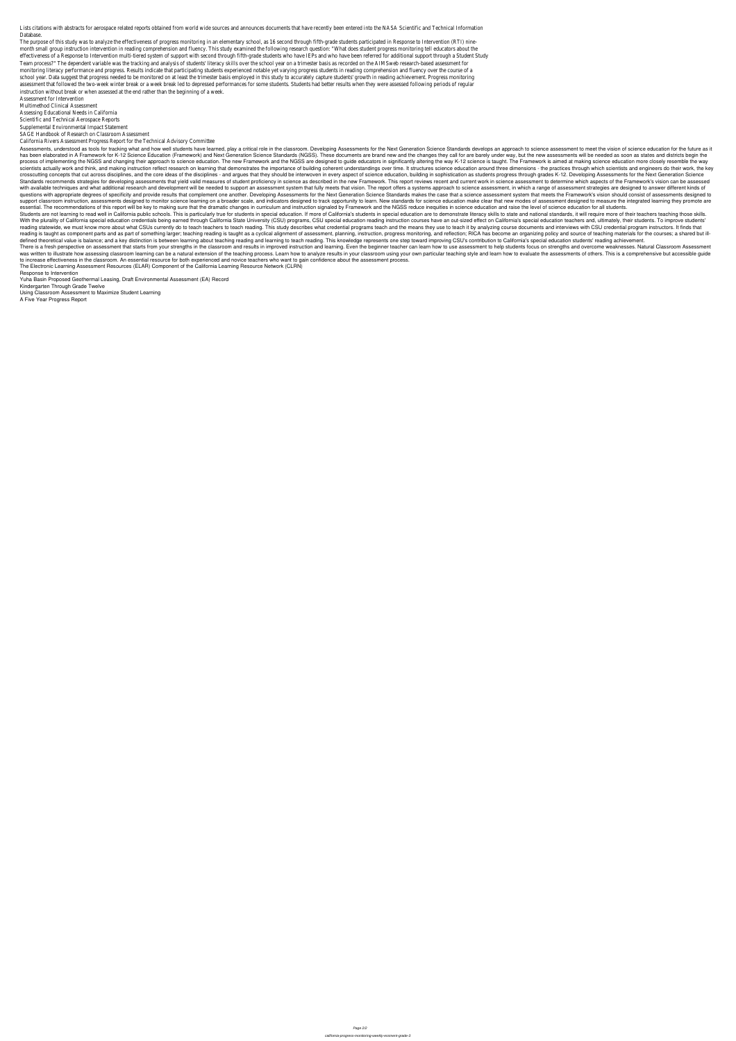Lists citations with abstracts for aerospace related reports obtained from world wide sources and announces documents that have recently been entered into the NASA Scientific and Technical Information Database.

The purpose of this study was to analyze the effectiveness of progress monitoring in an elementary school, as 16 second through fifth-grade students participated in Response to Intervention (RTI) nine-month small group instruction intervention in reading comprehension and fluency. This study examined the following research question: "What does student progress monitoring tell educators about the effectiveness of a Response to Intervention multi-tiered system of support with second through fifth-grade students who have IEPs and who have been referred for additional support through a Student Study Team process?" The dependent variable was the tracking and analysis of students' literacy skills over the school year on a trimester basis as recorded on the AIMSweb research-based assessment for monitoring literacy performance and progress. Results indicate that participating students experienced notable yet varying progress students in reading comprehension and fluency over the course of a school year. Data suggest that progress needed to be monitored on at least the trimester basis employed in this study to accurately capture students' growth in reading achievement. Progress monitoring assessment that followed the two-week winter break or a week break led to depressed performances for some students. Students had better results when they were assessed following periods of regular instruction without break or when assessed at the end rather than the beginning of a week.

Assessment for Intervention

Multimethod Clinical Assessment

Assessing Educational Needs in California

Scientific and Technical Aerospace Reports

Supplemental Environmental Impact Statement

SAGE Handbook of Research on Classroom Assessment

California Rivers Assessment Progress Report for the Technical Advisory Committee

Assessments, understood as tools for tracking what and how well students have learned, play a critical role in the classroom. Developing Assessments for the Next Generation Science Standards develops an approach to science assessment to meet the vision of science education for the future as it has been elaborated in A Framework for K-12 Science Education (Framework) and Next Generation Science Standards (NGSS). These documents are brand new and the changes they call for are barely under way, but the new assessments will be needed as soon as states and districts begin the process of implementing the NGSS and changing their approach to science education. The new Framework and the NGSS are designed to guide educators in significantly altering the way K-12 science is taught. The Framework is aimed at making science education more closely resemble the way scientists actually work and think, and making instruction reflect research on learning that demonstrates the importance of building coherent understandings over time. It structures science education around three dimensions - the practices through which scientists and engineers do their work, the key crosscutting concepts that cut across disciplines, and the core ideas of the disciplines - and argues that they should be interwoven in every aspect of science education, building in sophistication as students progress through grades K-12. Developing Assessments for the Next Generation Science Standards recommends strategies for developing assessments that yield valid measures of student proficiency in science as described in the new Framework. This report reviews recent and current work in science assessment to determine which aspects of the Framework's vision can be assessed with available techniques and what additional research and development will be needed to support an assessment system that fully meets that vision. The report offers a systems approach to science assessment, in which a range of assessment strategies are designed to answer different kinds of questions with appropriate degrees of specificity and provide results that complement one another. Developing Assessments for the Next Generation Science Standards makes the case that a science assessment system that meets the Framework's vision should consist of assessments designed to support classroom instruction, assessments designed to monitor science learning on a broader scale, and indicators designed to track opportunity to learn. New standards for science education make clear that new modes of assessment designed to measure the integrated learning they promote are essential. The recommendations of this report will be key to making sure that the dramatic changes in curriculum and instruction signaled by Framework and the NGSS reduce inequities in science education and raise the level of science education for all students.

Students are not learning to read well in California public schools. This is particularly true for students in special education. If more of California's students in special education are to demonstrate literacy skills to state and national standards, it will require more of their teachers teaching those skills. With the plurality of California special education credentials being earned through California State University (CSU) programs, CSU special education reading instruction courses have an out-sized effect on California's special education teachers and, ultimately, their students. To improve students' reading statewide, we must know more about what CSUs currently do to teach teachers to teach reading. This study describes what credential programs teach and the means they use to teach it by analyzing course documents and interviews with CSU credential program instructors. It finds that reading is taught as component parts and as part of something larger; teaching reading is taught as a cyclical alignment of assessment, planning, instruction, progress monitoring, and reflection; RICA has become an organizing policy and source of teaching materials for the courses; a shared but ill-defined theoretical value is balance; and a key distinction is between learning about teaching reading and learning to teach reading. This knowledge represents one step toward improving CSU's contribution to California's special education students' reading achievement.

There is a fresh perspective on assessment that starts from your strengths in the classroom and results in improved instruction and learning. Even the beginner teacher can learn how to use assessment to help students focus on strengths and overcome weaknesses. Natural Classroom Assessment was written to illustrate how assessing classroom learning can be a natural extension of the teaching process. Learn how to analyze results in your classroom using your own particular teaching style and learn how to evaluate the assessments of others. This is a comprehensive but accessible guide to increase effectiveness in the classroom. An essential resource for both experienced and novice teachers who want to gain confidence about the assessment process.

The Electronic Learning Assessment Resources (ELAR) Component of the California Learning Resource Network (CLRN)

Response to Intervention

Yuha Basin Proposed Geothermal Leasing, Draft Environmental Assessment (EA) Record

Kindergarten Through Grade Twelve

Using Classroom Assessment to Maximize Student Learning

A Five Year Progress Report